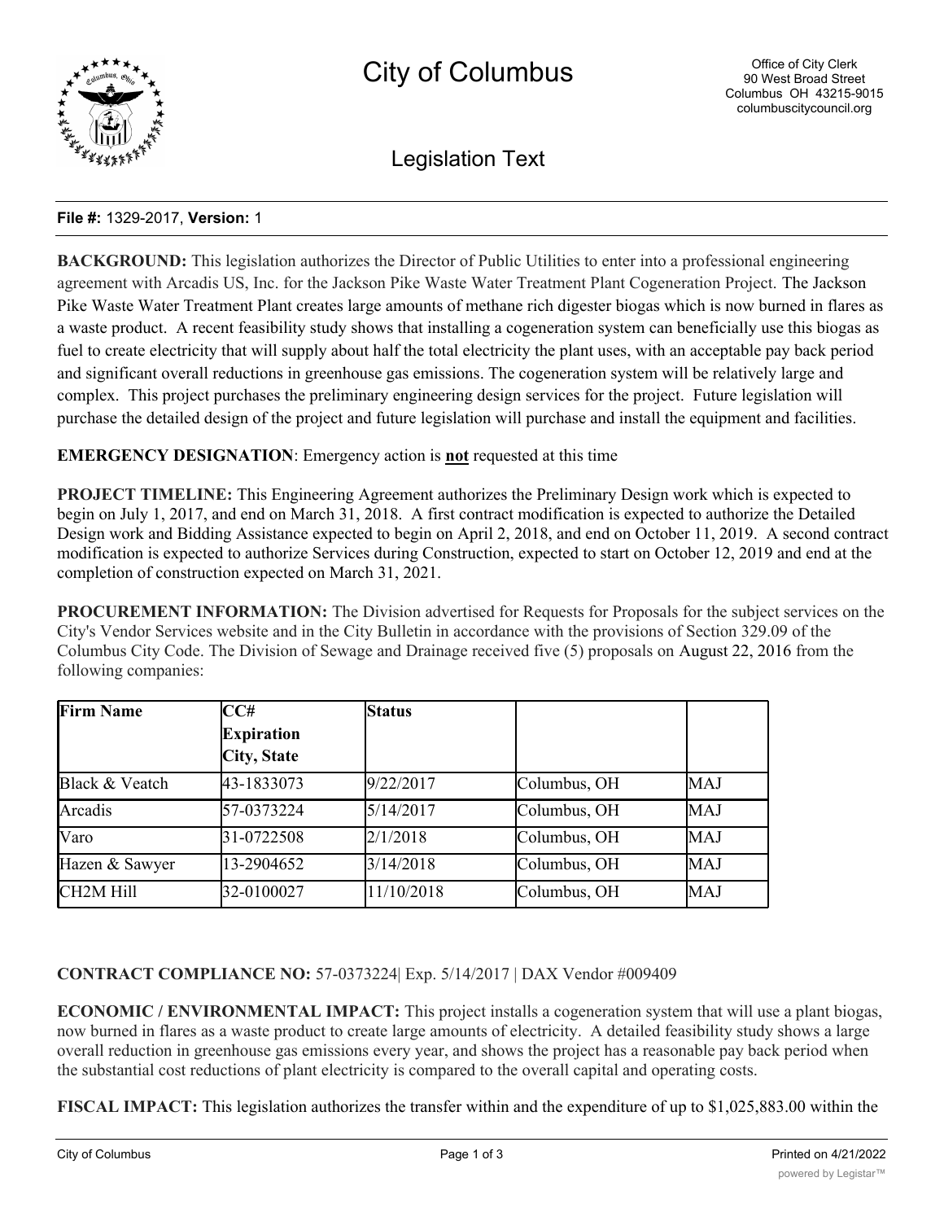# City of Columbus

Office of City Clerk
90 West Broad Street
Columbus OH 43215-9015
columbuscitycouncil.org

## Legislation Text

**File #:** 1329-2017, **Version:** 1

**BACKGROUND:** This legislation authorizes the Director of Public Utilities to enter into a professional engineering agreement with Arcadis US, Inc. for the Jackson Pike Waste Water Treatment Plant Cogeneration Project. The Jackson Pike Waste Water Treatment Plant creates large amounts of methane rich digester biogas which is now burned in flares as a waste product. A recent feasibility study shows that installing a cogeneration system can beneficially use this biogas as fuel to create electricity that will supply about half the total electricity the plant uses, with an acceptable pay back period and significant overall reductions in greenhouse gas emissions. The cogeneration system will be relatively large and complex. This project purchases the preliminary engineering design services for the project. Future legislation will purchase the detailed design of the project and future legislation will purchase and install the equipment and facilities.

**EMERGENCY DESIGNATION**: Emergency action is **not** requested at this time

**PROJECT TIMELINE:** This Engineering Agreement authorizes the Preliminary Design work which is expected to begin on July 1, 2017, and end on March 31, 2018. A first contract modification is expected to authorize the Detailed Design work and Bidding Assistance expected to begin on April 2, 2018, and end on October 11, 2019. A second contract modification is expected to authorize Services during Construction, expected to start on October 12, 2019 and end at the completion of construction expected on March 31, 2021.

**PROCUREMENT INFORMATION:** The Division advertised for Requests for Proposals for the subject services on the City's Vendor Services website and in the City Bulletin in accordance with the provisions of Section 329.09 of the Columbus City Code. The Division of Sewage and Drainage received five (5) proposals on August 22, 2016 from the following companies:

| Firm Name | CC# Expiration City, State | Status | | |
|---|---|---|---|---|
| Black & Veatch | 43-1833073 | 9/22/2017 | Columbus, OH | MAJ |
| Arcadis | 57-0373224 | 5/14/2017 | Columbus, OH | MAJ |
| Varo | 31-0722508 | 2/1/2018 | Columbus, OH | MAJ |
| Hazen & Sawyer | 13-2904652 | 3/14/2018 | Columbus, OH | MAJ |
| CH2M Hill | 32-0100027 | 11/10/2018 | Columbus, OH | MAJ |

**CONTRACT COMPLIANCE NO:** 57-0373224| Exp. 5/14/2017 | DAX Vendor #009409

**ECONOMIC / ENVIRONMENTAL IMPACT:** This project installs a cogeneration system that will use a plant biogas, now burned in flares as a waste product to create large amounts of electricity. A detailed feasibility study shows a large overall reduction in greenhouse gas emissions every year, and shows the project has a reasonable pay back period when the substantial cost reductions of plant electricity is compared to the overall capital and operating costs.

**FISCAL IMPACT:** This legislation authorizes the transfer within and the expenditure of up to $1,025,883.00 within the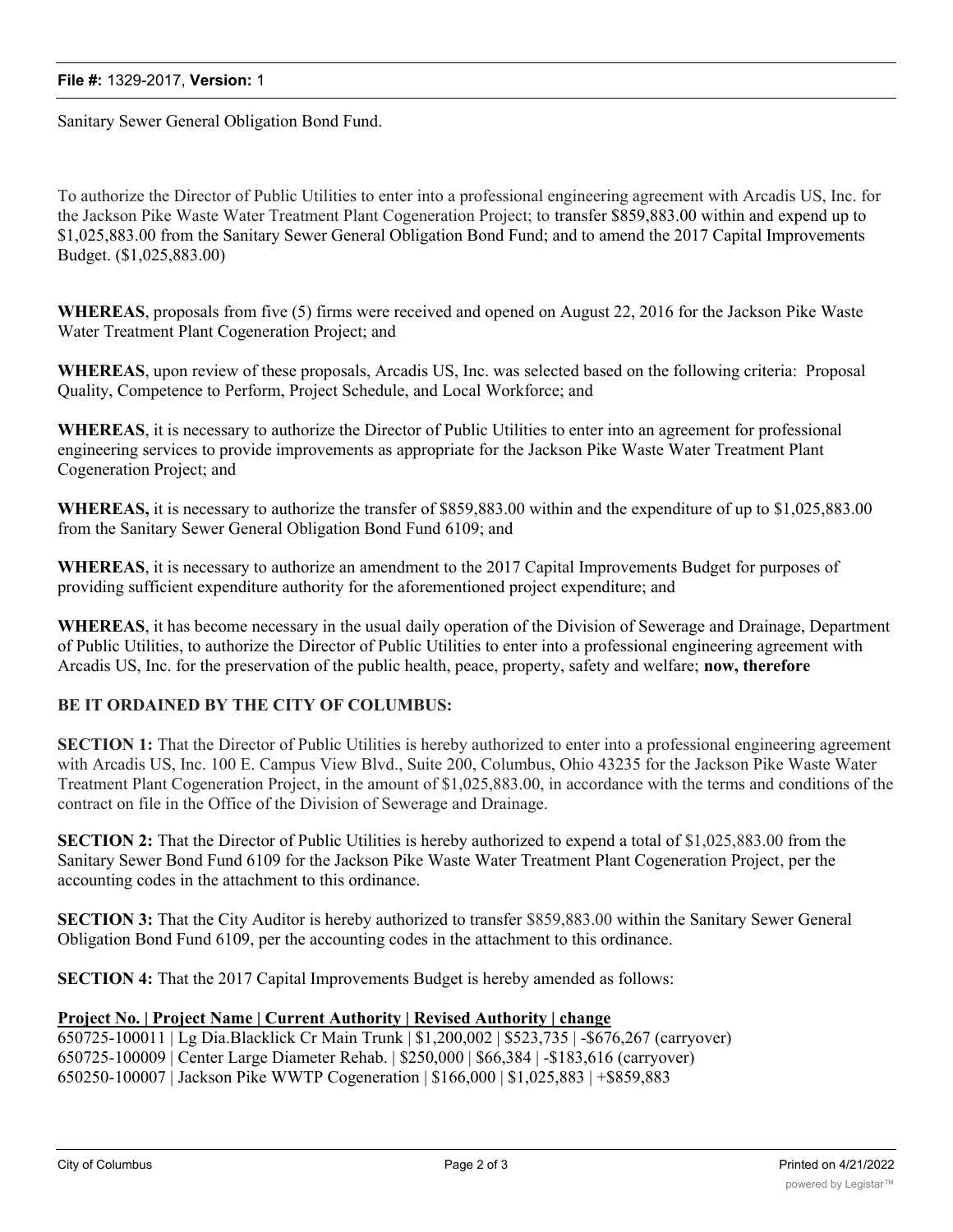Sanitary Sewer General Obligation Bond Fund.

To authorize the Director of Public Utilities to enter into a professional engineering agreement with Arcadis US, Inc. for the Jackson Pike Waste Water Treatment Plant Cogeneration Project; to transfer $859,883.00 within and expend up to $1,025,883.00 from the Sanitary Sewer General Obligation Bond Fund; and to amend the 2017 Capital Improvements Budget. ($1,025,883.00)

**WHEREAS**, proposals from five (5) firms were received and opened on August 22, 2016 for the Jackson Pike Waste Water Treatment Plant Cogeneration Project; and

**WHEREAS**, upon review of these proposals, Arcadis US, Inc. was selected based on the following criteria: Proposal Quality, Competence to Perform, Project Schedule, and Local Workforce; and

**WHEREAS**, it is necessary to authorize the Director of Public Utilities to enter into an agreement for professional engineering services to provide improvements as appropriate for the Jackson Pike Waste Water Treatment Plant Cogeneration Project; and

**WHEREAS,** it is necessary to authorize the transfer of $859,883.00 within and the expenditure of up to $1,025,883.00 from the Sanitary Sewer General Obligation Bond Fund 6109; and

**WHEREAS**, it is necessary to authorize an amendment to the 2017 Capital Improvements Budget for purposes of providing sufficient expenditure authority for the aforementioned project expenditure; and

**WHEREAS**, it has become necessary in the usual daily operation of the Division of Sewerage and Drainage, Department of Public Utilities, to authorize the Director of Public Utilities to enter into a professional engineering agreement with Arcadis US, Inc. for the preservation of the public health, peace, property, safety and welfare; **now, therefore**

**BE IT ORDAINED BY THE CITY OF COLUMBUS:**

**SECTION 1:** That the Director of Public Utilities is hereby authorized to enter into a professional engineering agreement with Arcadis US, Inc. 100 E. Campus View Blvd., Suite 200, Columbus, Ohio 43235 for the Jackson Pike Waste Water Treatment Plant Cogeneration Project, in the amount of $1,025,883.00, in accordance with the terms and conditions of the contract on file in the Office of the Division of Sewerage and Drainage.

**SECTION 2:** That the Director of Public Utilities is hereby authorized to expend a total of $1,025,883.00 from the Sanitary Sewer Bond Fund 6109 for the Jackson Pike Waste Water Treatment Plant Cogeneration Project, per the accounting codes in the attachment to this ordinance.

**SECTION 3:** That the City Auditor is hereby authorized to transfer $859,883.00 within the Sanitary Sewer General Obligation Bond Fund 6109, per the accounting codes in the attachment to this ordinance.

**SECTION 4:** That the 2017 Capital Improvements Budget is hereby amended as follows:

| Project No. | Project Name | Current Authority | Revised Authority | change |
|---|---|---|---|---|
| 650725-100011 | Lg Dia.Blacklick Cr Main Trunk | $1,200,002 | $523,735 | -$676,267 (carryover) |
| 650725-100009 | Center Large Diameter Rehab. | $250,000 | $66,384 | -$183,616 (carryover) |
| 650250-100007 | Jackson Pike WWTP Cogeneration | $166,000 | $1,025,883 | +$859,883 |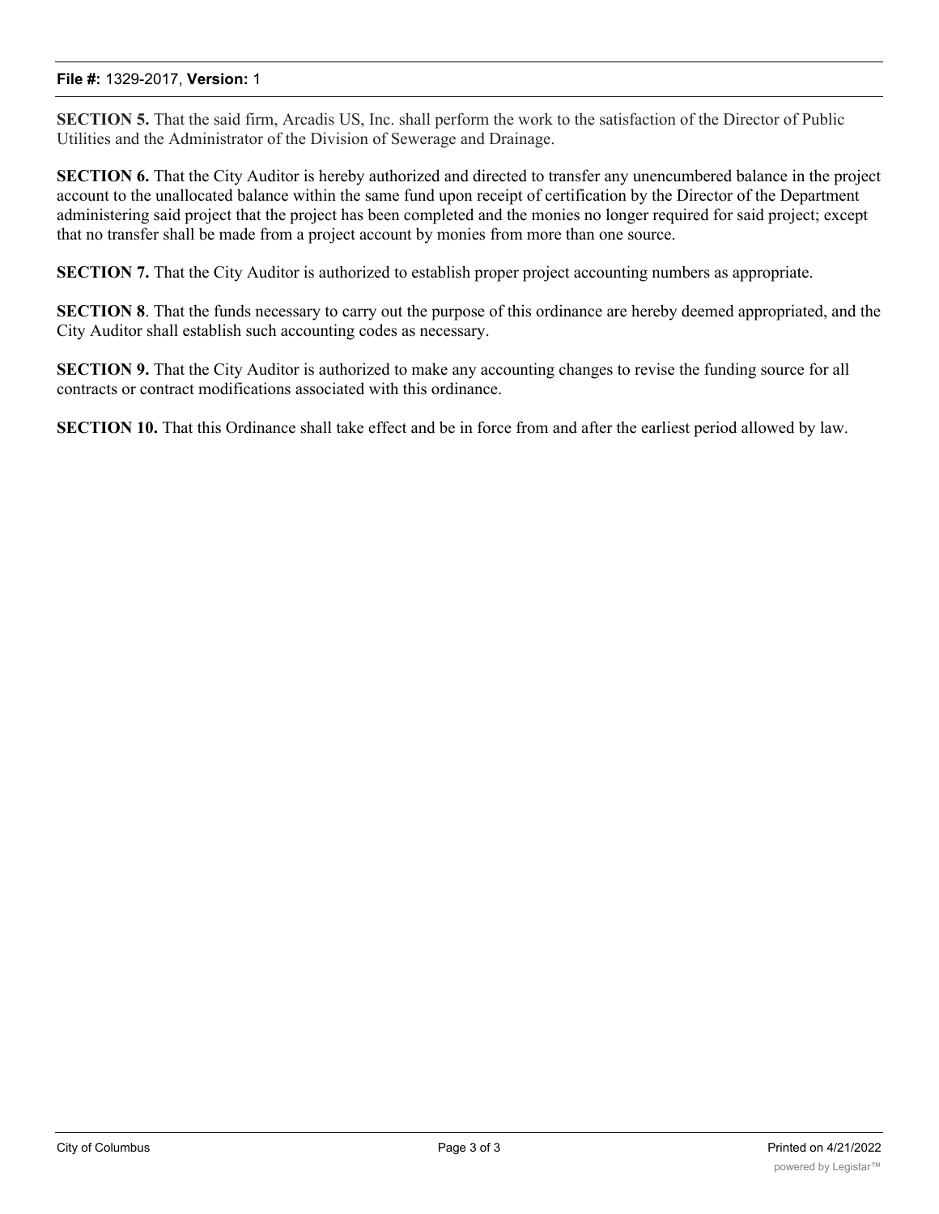**SECTION 5.** That the said firm, Arcadis US, Inc. shall perform the work to the satisfaction of the Director of Public Utilities and the Administrator of the Division of Sewerage and Drainage.

**SECTION 6.** That the City Auditor is hereby authorized and directed to transfer any unencumbered balance in the project account to the unallocated balance within the same fund upon receipt of certification by the Director of the Department administering said project that the project has been completed and the monies no longer required for said project; except that no transfer shall be made from a project account by monies from more than one source.

**SECTION 7.** That the City Auditor is authorized to establish proper project accounting numbers as appropriate.

**SECTION 8**. That the funds necessary to carry out the purpose of this ordinance are hereby deemed appropriated, and the City Auditor shall establish such accounting codes as necessary.

**SECTION 9.** That the City Auditor is authorized to make any accounting changes to revise the funding source for all contracts or contract modifications associated with this ordinance.

**SECTION 10.** That this Ordinance shall take effect and be in force from and after the earliest period allowed by law.